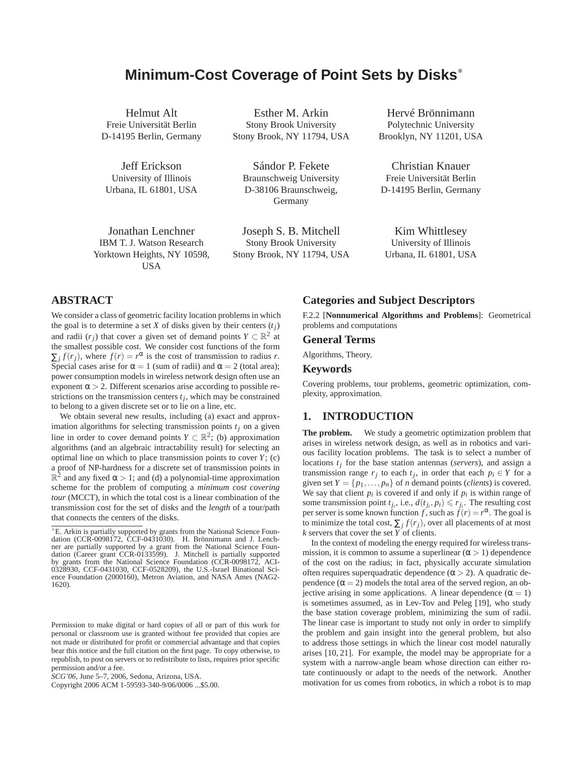# Minimum-Cost Coverage of Point Sets by Disks*

Helmut Alt
Freie Universität Berlin
D-14195 Berlin, Germany

Esther M. Arkin
Stony Brook University
Stony Brook, NY 11794, USA

Hervé Brönnimann
Polytechnic University
Brooklyn, NY 11201, USA

Jeff Erickson
University of Illinois
Urbana, IL 61801, USA

Sándor P. Fekete
Braunschweig University
D-38106 Braunschweig, Germany

Christian Knauer
Freie Universität Berlin
D-14195 Berlin, Germany

Jonathan Lenchner
IBM T. J. Watson Research
Yorktown Heights, NY 10598, USA

Joseph S. B. Mitchell
Stony Brook University
Stony Brook, NY 11794, USA

Kim Whittlesey
University of Illinois
Urbana, IL 61801, USA

## ABSTRACT

We consider a class of geometric facility location problems in which the goal is to determine a set $X$ of disks given by their centers ($t_j$) and radii ($r_j$) that cover a given set of demand points $Y \subset \mathbb{R}^2$ at the smallest possible cost. We consider cost functions of the form $\sum_j f(r_j)$, where $f(r) = r^\alpha$ is the cost of transmission to radius $r$. Special cases arise for $\alpha = 1$ (sum of radii) and $\alpha = 2$ (total area); power consumption models in wireless network design often use an exponent $\alpha > 2$. Different scenarios arise according to possible restrictions on the transmission centers $t_j$, which may be constrained to belong to a given discrete set or to lie on a line, etc.

We obtain several new results, including (a) exact and approximation algorithms for selecting transmission points $t_j$ on a given line in order to cover demand points $Y \subset \mathbb{R}^2$; (b) approximation algorithms (and an algebraic intractability result) for selecting an optimal line on which to place transmission points to cover $Y$; (c) a proof of NP-hardness for a discrete set of transmission points in $\mathbb{R}^2$ and any fixed $\alpha > 1$; and (d) a polynomial-time approximation scheme for the problem of computing a *minimum cost covering tour* (MCCT), in which the total cost is a linear combination of the transmission cost for the set of disks and the *length* of a tour/path that connects the centers of the disks.

*E. Arkin is partially supported by grants from the National Science Foundation (CCR-0098172, CCF-0431030). H. Brönnimann and J. Lenchner are partially supported by a grant from the National Science Foundation (Career grant CCR-0133599). J. Mitchell is partially supported by grants from the National Science Foundation (CCR-0098172, ACI-0328930, CCF-0431030, CCF-0528209), the U.S.-Israel Binational Science Foundation (2000160), Metron Aviation, and NASA Ames (NAG2-1620).

Permission to make digital or hard copies of all or part of this work for personal or classroom use is granted without fee provided that copies are not made or distributed for profit or commercial advantage and that copies bear this notice and the full citation on the first page. To copy otherwise, to republish, to post on servers or to redistribute to lists, requires prior specific permission and/or a fee.
*SCG'06*, June 5–7, 2006, Sedona, Arizona, USA.
Copyright 2006 ACM 1-59593-340-9/06/0006 ...$5.00.

## Categories and Subject Descriptors

F.2.2 [**Nonnumerical Algorithms and Problems**]: Geometrical problems and computations

## General Terms

Algorithms, Theory.

## Keywords

Covering problems, tour problems, geometric optimization, complexity, approximation.

## 1. INTRODUCTION

**The problem.** We study a geometric optimization problem that arises in wireless network design, as well as in robotics and various facility location problems. The task is to select a number of locations $t_j$ for the base station antennas (*servers*), and assign a transmission range $r_j$ to each $t_j$, in order that each $p_i \in Y$ for a given set $Y = \{p_1, \ldots, p_n\}$ of $n$ demand points (*clients*) is covered. We say that client $p_i$ is covered if and only if $p_i$ is within range of some transmission point $t_{j_i}$, i.e., $d(t_{j_i}, p_i) \leqslant r_{j_i}$. The resulting cost per server is some known function $f$, such as $f(r) = r^\alpha$. The goal is to minimize the total cost, $\sum_j f(r_j)$, over all placements of at most $k$ servers that cover the set $Y$ of clients.

In the context of modeling the energy required for wireless transmission, it is common to assume a superlinear ($\alpha > 1$) dependence of the cost on the radius; in fact, physically accurate simulation often requires superquadratic dependence ($\alpha > 2$). A quadratic dependence ($\alpha = 2$) models the total area of the served region, an objective arising in some applications. A linear dependence ($\alpha = 1$) is sometimes assumed, as in Lev-Tov and Peleg [19], who study the base station coverage problem, minimizing the sum of radii. The linear case is important to study not only in order to simplify the problem and gain insight into the general problem, but also to address those settings in which the linear cost model naturally arises [10, 21]. For example, the model may be appropriate for a system with a narrow-angle beam whose direction can either rotate continuously or adapt to the needs of the network. Another motivation for us comes from robotics, in which a robot is to map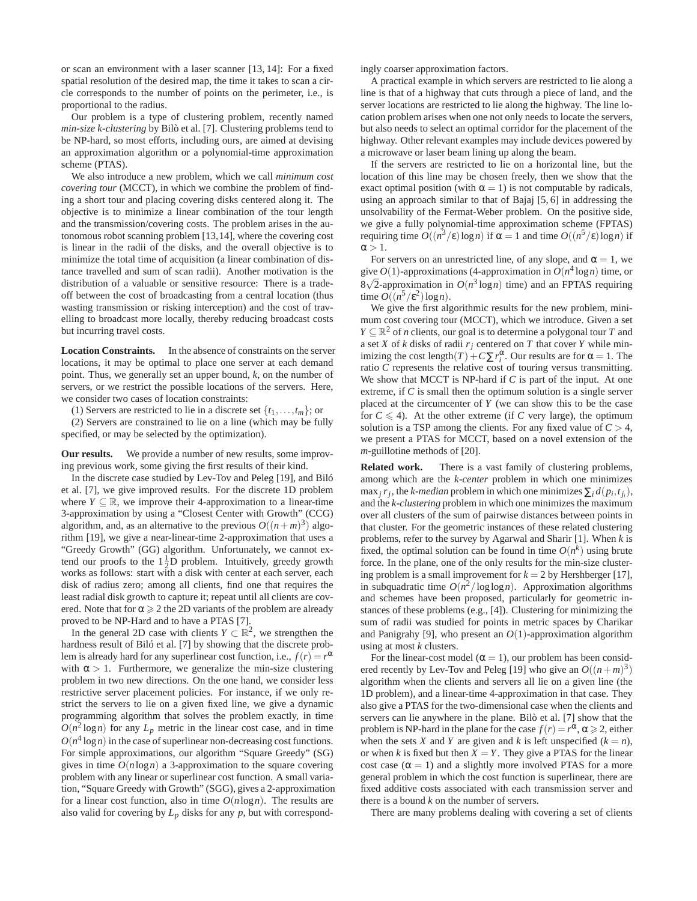or scan an environment with a laser scanner [13, 14]: For a fixed spatial resolution of the desired map, the time it takes to scan a circle corresponds to the number of points on the perimeter, i.e., is proportional to the radius.

Our problem is a type of clustering problem, recently named *min-size k-clustering* by Bilò et al. [7]. Clustering problems tend to be NP-hard, so most efforts, including ours, are aimed at devising an approximation algorithm or a polynomial-time approximation scheme (PTAS).

We also introduce a new problem, which we call *minimum cost covering tour* (MCCT), in which we combine the problem of finding a short tour and placing covering disks centered along it. The objective is to minimize a linear combination of the tour length and the transmission/covering costs. The problem arises in the autonomous robot scanning problem [13,14], where the covering cost is linear in the radii of the disks, and the overall objective is to minimize the total time of acquisition (a linear combination of distance travelled and sum of scan radii). Another motivation is the distribution of a valuable or sensitive resource: There is a tradeoff between the cost of broadcasting from a central location (thus wasting transmission or risking interception) and the cost of travelling to broadcast more locally, thereby reducing broadcast costs but incurring travel costs.

**Location Constraints.** In the absence of constraints on the server locations, it may be optimal to place one server at each demand point. Thus, we generally set an upper bound, $k$, on the number of servers, or we restrict the possible locations of the servers. Here, we consider two cases of location constraints:

(1) Servers are restricted to lie in a discrete set $\{t_1,\ldots,t_m\}$; or

(2) Servers are constrained to lie on a line (which may be fully specified, or may be selected by the optimization).

**Our results.** We provide a number of new results, some improving previous work, some giving the first results of their kind.

In the discrete case studied by Lev-Tov and Peleg [19], and Biló et al. [7], we give improved results. For the discrete 1D problem where $Y \subseteq \mathbb{R}$, we improve their 4-approximation to a linear-time 3-approximation by using a "Closest Center with Growth" (CCG) algorithm, and, as an alternative to the previous $O((n+m)^3)$ algorithm [19], we give a near-linear-time 2-approximation that uses a "Greedy Growth" (GG) algorithm. Unfortunately, we cannot extend our proofs to the $1\frac{1}{2}$D problem. Intuitively, greedy growth works as follows: start with a disk with center at each server, each disk of radius zero; among all clients, find one that requires the least radial disk growth to capture it; repeat until all clients are covered. Note that for $\alpha \geqslant 2$ the 2D variants of the problem are already proved to be NP-Hard and to have a PTAS [7].

In the general 2D case with clients $Y \subset \mathbb{R}^2$, we strengthen the hardness result of Biló et al. [7] by showing that the discrete problem is already hard for any superlinear cost function, i.e., $f(r) = r^\alpha$ with $\alpha > 1$. Furthermore, we generalize the min-size clustering problem in two new directions. On the one hand, we consider less restrictive server placement policies. For instance, if we only restrict the servers to lie on a given fixed line, we give a dynamic programming algorithm that solves the problem exactly, in time $O(n^2 \log n)$ for any $L_p$ metric in the linear cost case, and in time $O(n^4 \log n)$ in the case of superlinear non-decreasing cost functions. For simple approximations, our algorithm "Square Greedy" (SG) gives in time $O(n \log n)$ a 3-approximation to the square covering problem with any linear or superlinear cost function. A small variation, "Square Greedy with Growth" (SGG), gives a 2-approximation for a linear cost function, also in time $O(n \log n)$. The results are also valid for covering by $L_p$ disks for any $p$, but with correspondingly coarser approximation factors.

A practical example in which servers are restricted to lie along a line is that of a highway that cuts through a piece of land, and the server locations are restricted to lie along the highway. The line location problem arises when one not only needs to locate the servers, but also needs to select an optimal corridor for the placement of the highway. Other relevant examples may include devices powered by a microwave or laser beam lining up along the beam.

If the servers are restricted to lie on a horizontal line, but the location of this line may be chosen freely, then we show that the exact optimal position (with $\alpha = 1$) is not computable by radicals, using an approach similar to that of Bajaj [5, 6] in addressing the unsolvability of the Fermat-Weber problem. On the positive side, we give a fully polynomial-time approximation scheme (FPTAS) requiring time $O((n^3/\varepsilon) \log n)$ if $\alpha = 1$ and time $O((n^5/\varepsilon) \log n)$ if $\alpha > 1$.

For servers on an unrestricted line, of any slope, and $\alpha = 1$, we give $O(1)$-approximations (4-approximation in $O(n^4 \log n)$ time, or $8\sqrt{2}$-approximation in $O(n^3 \log n)$ time) and an FPTAS requiring time $O((n^5/\varepsilon^2) \log n)$.

We give the first algorithmic results for the new problem, minimum cost covering tour (MCCT), which we introduce. Given a set $Y \subseteq \mathbb{R}^2$ of $n$ clients, our goal is to determine a polygonal tour $T$ and a set $X$ of $k$ disks of radii $r_j$ centered on $T$ that cover $Y$ while minimizing the cost $\mathrm{length}(T) + C \sum r_i^\alpha$. Our results are for $\alpha = 1$. The ratio $C$ represents the relative cost of touring versus transmitting. We show that MCCT is NP-hard if $C$ is part of the input. At one extreme, if $C$ is small then the optimum solution is a single server placed at the circumcenter of $Y$ (we can show this to be the case for $C \leqslant 4$). At the other extreme (if $C$ very large), the optimum solution is a TSP among the clients. For any fixed value of $C > 4$, we present a PTAS for MCCT, based on a novel extension of the $m$-guillotine methods of [20].

**Related work.** There is a vast family of clustering problems, among which are the *k-center* problem in which one minimizes $\max_j r_j$, the *k-median* problem in which one minimizes $\sum_i d(p_i, t_{j_i})$, and the *k-clustering* problem in which one minimizes the maximum over all clusters of the sum of pairwise distances between points in that cluster. For the geometric instances of these related clustering problems, refer to the survey by Agarwal and Sharir [1]. When $k$ is fixed, the optimal solution can be found in time $O(n^k)$ using brute force. In the plane, one of the only results for the min-size clustering problem is a small improvement for $k = 2$ by Hershberger [17], in subquadratic time $O(n^2/\log\log n)$. Approximation algorithms and schemes have been proposed, particularly for geometric instances of these problems (e.g., [4]). Clustering for minimizing the sum of radii was studied for points in metric spaces by Charikar and Panigrahy [9], who present an $O(1)$-approximation algorithm using at most $k$ clusters.

For the linear-cost model ($\alpha = 1$), our problem has been considered recently by Lev-Tov and Peleg [19] who give an $O((n+m)^3)$ algorithm when the clients and servers all lie on a given line (the 1D problem), and a linear-time 4-approximation in that case. They also give a PTAS for the two-dimensional case when the clients and servers can lie anywhere in the plane. Bilò et al. [7] show that the problem is NP-hard in the plane for the case $f(r) = r^\alpha$, $\alpha \geqslant 2$, either when the sets $X$ and $Y$ are given and $k$ is left unspecified ($k = n$), or when $k$ is fixed but then $X = Y$. They give a PTAS for the linear cost case ($\alpha = 1$) and a slightly more involved PTAS for a more general problem in which the cost function is superlinear, there are fixed additive costs associated with each transmission server and there is a bound $k$ on the number of servers.

There are many problems dealing with covering a set of clients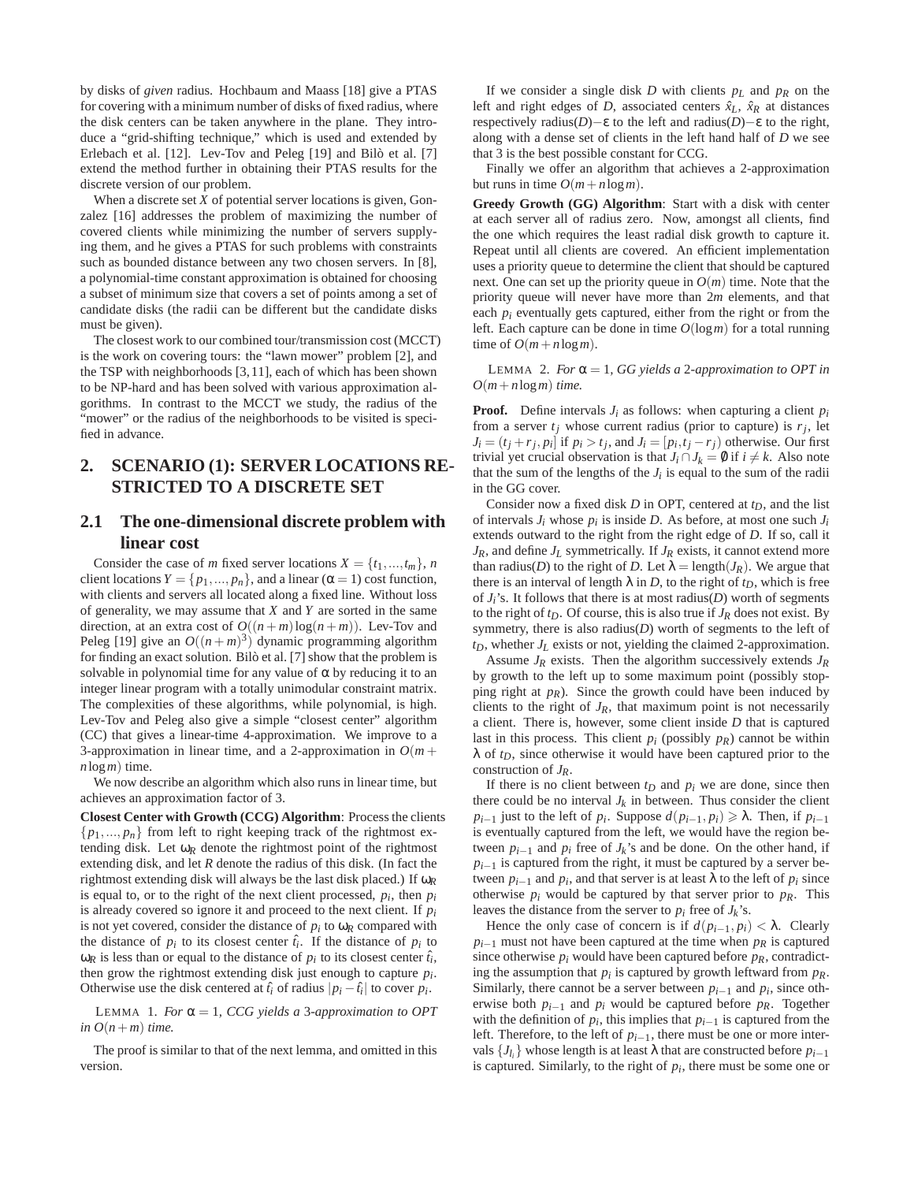by disks of *given* radius. Hochbaum and Maass [18] give a PTAS for covering with a minimum number of disks of fixed radius, where the disk centers can be taken anywhere in the plane. They introduce a "grid-shifting technique," which is used and extended by Erlebach et al. [12]. Lev-Tov and Peleg [19] and Bilò et al. [7] extend the method further in obtaining their PTAS results for the discrete version of our problem.

When a discrete set $X$ of potential server locations is given, Gonzalez [16] addresses the problem of maximizing the number of covered clients while minimizing the number of servers supplying them, and he gives a PTAS for such problems with constraints such as bounded distance between any two chosen servers. In [8], a polynomial-time constant approximation is obtained for choosing a subset of minimum size that covers a set of points among a set of candidate disks (the radii can be different but the candidate disks must be given).

The closest work to our combined tour/transmission cost (MCCT) is the work on covering tours: the "lawn mower" problem [2], and the TSP with neighborhoods [3,11], each of which has been shown to be NP-hard and has been solved with various approximation algorithms. In contrast to the MCCT we study, the radius of the "mower" or the radius of the neighborhoods to be visited is specified in advance.

## 2. SCENARIO (1): SERVER LOCATIONS RESTRICTED TO A DISCRETE SET

### 2.1 The one-dimensional discrete problem with linear cost

Consider the case of $m$ fixed server locations $X = \{t_1,...,t_m\}$, $n$ client locations $Y = \{p_1,...,p_n\}$, and a linear ($\alpha = 1$) cost function, with clients and servers all located along a fixed line. Without loss of generality, we may assume that $X$ and $Y$ are sorted in the same direction, at an extra cost of $O((n+m)\log(n+m))$. Lev-Tov and Peleg [19] give an $O((n+m)^3)$ dynamic programming algorithm for finding an exact solution. Bilò et al. [7] show that the problem is solvable in polynomial time for any value of $\alpha$ by reducing it to an integer linear program with a totally unimodular constraint matrix. The complexities of these algorithms, while polynomial, is high. Lev-Tov and Peleg also give a simple "closest center" algorithm (CC) that gives a linear-time 4-approximation. We improve to a 3-approximation in linear time, and a 2-approximation in $O(m+n\log m)$ time.

We now describe an algorithm which also runs in linear time, but achieves an approximation factor of 3.

**Closest Center with Growth (CCG) Algorithm**: Process the clients $\{p_1,...,p_n\}$ from left to right keeping track of the rightmost extending disk. Let $\omega_R$ denote the rightmost point of the rightmost extending disk, and let $R$ denote the radius of this disk. (In fact the rightmost extending disk will always be the last disk placed.) If $\omega_R$ is equal to, or to the right of the next client processed, $p_i$, then $p_i$ is already covered so ignore it and proceed to the next client. If $p_i$ is not yet covered, consider the distance of $p_i$ to $\omega_R$ compared with the distance of $p_i$ to its closest center $\hat{t}_i$. If the distance of $p_i$ to $\omega_R$ is less than or equal to the distance of $p_i$ to its closest center $\hat{t}_i$, then grow the rightmost extending disk just enough to capture $p_i$. Otherwise use the disk centered at $\hat{t}_i$ of radius $|p_i - \hat{t}_i|$ to cover $p_i$.

LEMMA 1. *For $\alpha = 1$, CCG yields a 3-approximation to OPT in $O(n+m)$ time.*

The proof is similar to that of the next lemma, and omitted in this version.

If we consider a single disk $D$ with clients $p_L$ and $p_R$ on the left and right edges of $D$, associated centers $\hat{x}_L$, $\hat{x}_R$ at distances respectively radius($D$)$-\varepsilon$ to the left and radius($D$)$-\varepsilon$ to the right, along with a dense set of clients in the left hand half of $D$ we see that 3 is the best possible constant for CCG.

Finally we offer an algorithm that achieves a 2-approximation but runs in time $O(m+n\log m)$.

**Greedy Growth (GG) Algorithm**: Start with a disk with center at each server all of radius zero. Now, amongst all clients, find the one which requires the least radial disk growth to capture it. Repeat until all clients are covered. An efficient implementation uses a priority queue to determine the client that should be captured next. One can set up the priority queue in $O(m)$ time. Note that the priority queue will never have more than $2m$ elements, and that each $p_i$ eventually gets captured, either from the right or from the left. Each capture can be done in time $O(\log m)$ for a total running time of $O(m+n\log m)$.

LEMMA 2. *For $\alpha = 1$, GG yields a 2-approximation to OPT in $O(m+n\log m)$ time.*

**Proof.** Define intervals $J_i$ as follows: when capturing a client $p_i$ from a server $t_j$ whose current radius (prior to capture) is $r_j$, let $J_i = (t_j + r_j, p_i]$ if $p_i > t_j$, and $J_i = [p_i, t_j - r_j)$ otherwise. Our first trivial yet crucial observation is that $J_i \cap J_k = \emptyset$ if $i \neq k$. Also note that the sum of the lengths of the $J_i$ is equal to the sum of the radii in the GG cover.

Consider now a fixed disk $D$ in OPT, centered at $t_D$, and the list of intervals $J_i$ whose $p_i$ is inside $D$. As before, at most one such $J_i$ extends outward to the right from the right edge of $D$. If so, call it $J_R$, and define $J_L$ symmetrically. If $J_R$ exists, it cannot extend more than radius($D$) to the right of $D$. Let $\lambda = \text{length}(J_R)$. We argue that there is an interval of length $\lambda$ in $D$, to the right of $t_D$, which is free of $J_i$'s. It follows that there is at most radius($D$) worth of segments to the right of $t_D$. Of course, this is also true if $J_R$ does not exist. By symmetry, there is also radius($D$) worth of segments to the left of $t_D$, whether $J_L$ exists or not, yielding the claimed 2-approximation.

Assume $J_R$ exists. Then the algorithm successively extends $J_R$ by growth to the left up to some maximum point (possibly stopping right at $p_R$). Since the growth could have been induced by clients to the right of $J_R$, that maximum point is not necessarily a client. There is, however, some client inside $D$ that is captured last in this process. This client $p_i$ (possibly $p_R$) cannot be within $\lambda$ of $t_D$, since otherwise it would have been captured prior to the construction of $J_R$.

If there is no client between $t_D$ and $p_i$ we are done, since then there could be no interval $J_k$ in between. Thus consider the client $p_{i-1}$ just to the left of $p_i$. Suppose $d(p_{i-1}, p_i) \geqslant \lambda$. Then, if $p_{i-1}$ is eventually captured from the left, we would have the region between $p_{i-1}$ and $p_i$ free of $J_k$'s and be done. On the other hand, if $p_{i-1}$ is captured from the right, it must be captured by a server between $p_{i-1}$ and $p_i$, and that server is at least $\lambda$ to the left of $p_i$ since otherwise $p_i$ would be captured by that server prior to $p_R$. This leaves the distance from the server to $p_i$ free of $J_k$'s.

Hence the only case of concern is if $d(p_{i-1}, p_i) < \lambda$. Clearly $p_{i-1}$ must not have been captured at the time when $p_R$ is captured since otherwise $p_i$ would have been captured before $p_R$, contradicting the assumption that $p_i$ is captured by growth leftward from $p_R$. Similarly, there cannot be a server between $p_{i-1}$ and $p_i$, since otherwise both $p_{i-1}$ and $p_i$ would be captured before $p_R$. Together with the definition of $p_i$, this implies that $p_{i-1}$ is captured from the left. Therefore, to the left of $p_{i-1}$, there must be one or more intervals $\{J_{l_i}\}$ whose length is at least $\lambda$ that are constructed before $p_{i-1}$ is captured. Similarly, to the right of $p_i$, there must be some one or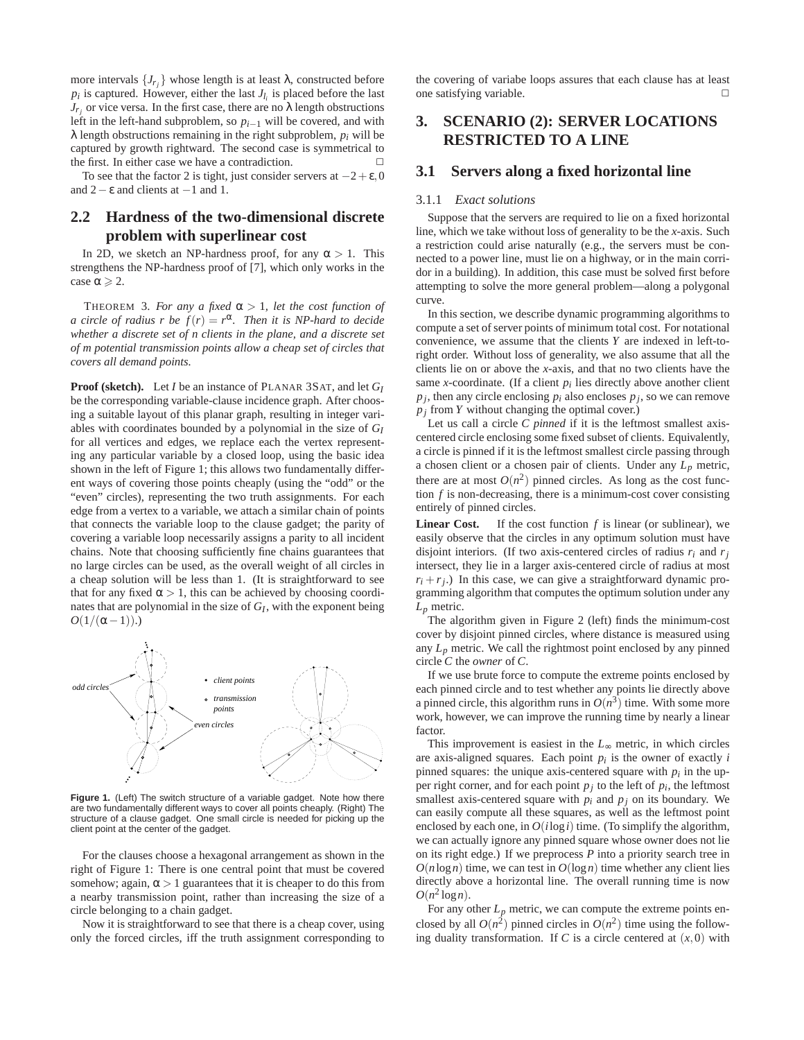more intervals $\{J_{r_j}\}$ whose length is at least $\lambda$, constructed before $p_i$ is captured. However, either the last $J_{l_i}$ is placed before the last $J_{r_j}$ or vice versa. In the first case, there are no $\lambda$ length obstructions left in the left-hand subproblem, so $p_{i-1}$ will be covered, and with $\lambda$ length obstructions remaining in the right subproblem, $p_i$ will be captured by growth rightward. The second case is symmetrical to the first. In either case we have a contradiction. □

To see that the factor 2 is tight, just consider servers at $-2+\varepsilon, 0$ and $2-\varepsilon$ and clients at $-1$ and 1.

## 2.2 Hardness of the two-dimensional discrete problem with superlinear cost

In 2D, we sketch an NP-hardness proof, for any $\alpha > 1$. This strengthens the NP-hardness proof of [7], which only works in the case $\alpha \geqslant 2$.

THEOREM 3. *For any a fixed $\alpha > 1$, let the cost function of a circle of radius $r$ be $f(r) = r^{\alpha}$. Then it is NP-hard to decide whether a discrete set of $n$ clients in the plane, and a discrete set of $m$ potential transmission points allow a cheap set of circles that covers all demand points.*

**Proof (sketch).** Let $I$ be an instance of PLANAR 3SAT, and let $G_I$ be the corresponding variable-clause incidence graph. After choosing a suitable layout of this planar graph, resulting in integer variables with coordinates bounded by a polynomial in the size of $G_I$ for all vertices and edges, we replace each the vertex representing any particular variable by a closed loop, using the basic idea shown in the left of Figure 1; this allows two fundamentally different ways of covering those points cheaply (using the "odd" or the "even" circles), representing the two truth assignments. For each edge from a vertex to a variable, we attach a similar chain of points that connects the variable loop to the clause gadget; the parity of covering a variable loop necessarily assigns a parity to all incident chains. Note that choosing sufficiently fine chains guarantees that no large circles can be used, as the overall weight of all circles in a cheap solution will be less than 1. (It is straightforward to see that for any fixed $\alpha > 1$, this can be achieved by choosing coordinates that are polynomial in the size of $G_I$, with the exponent being $O(1/(\alpha-1))$.)

**Figure 1.** (Left) The switch structure of a variable gadget. Note how there are two fundamentally different ways to cover all points cheaply. (Right) The structure of a clause gadget. One small circle is needed for picking up the client point at the center of the gadget.

For the clauses choose a hexagonal arrangement as shown in the right of Figure 1: There is one central point that must be covered somehow; again, $\alpha > 1$ guarantees that it is cheaper to do this from a nearby transmission point, rather than increasing the size of a circle belonging to a chain gadget.

Now it is straightforward to see that there is a cheap cover, using only the forced circles, iff the truth assignment corresponding to the covering of variabe loops assures that each clause has at least one satisfying variable. □

# 3. SCENARIO (2): SERVER LOCATIONS RESTRICTED TO A LINE

## 3.1 Servers along a fixed horizontal line

### 3.1.1 *Exact solutions*

Suppose that the servers are required to lie on a fixed horizontal line, which we take without loss of generality to be the $x$-axis. Such a restriction could arise naturally (e.g., the servers must be connected to a power line, must lie on a highway, or in the main corridor in a building). In addition, this case must be solved first before attempting to solve the more general problem—along a polygonal curve.

In this section, we describe dynamic programming algorithms to compute a set of server points of minimum total cost. For notational convenience, we assume that the clients $Y$ are indexed in left-to-right order. Without loss of generality, we also assume that all the clients lie on or above the $x$-axis, and that no two clients have the same $x$-coordinate. (If a client $p_i$ lies directly above another client $p_j$, then any circle enclosing $p_i$ also encloses $p_j$, so we can remove $p_j$ from $Y$ without changing the optimal cover.)

Let us call a circle $C$ *pinned* if it is the leftmost smallest axis-centered circle enclosing some fixed subset of clients. Equivalently, a circle is pinned if it is the leftmost smallest circle passing through a chosen client or a chosen pair of clients. Under any $L_p$ metric, there are at most $O(n^2)$ pinned circles. As long as the cost function $f$ is non-decreasing, there is a minimum-cost cover consisting entirely of pinned circles.

**Linear Cost.** If the cost function $f$ is linear (or sublinear), we easily observe that the circles in any optimum solution must have disjoint interiors. (If two axis-centered circles of radius $r_i$ and $r_j$ intersect, they lie in a larger axis-centered circle of radius at most $r_i + r_j$.) In this case, we can give a straightforward dynamic programming algorithm that computes the optimum solution under any $L_p$ metric.

The algorithm given in Figure 2 (left) finds the minimum-cost cover by disjoint pinned circles, where distance is measured using any $L_p$ metric. We call the rightmost point enclosed by any pinned circle $C$ the *owner* of $C$.

If we use brute force to compute the extreme points enclosed by each pinned circle and to test whether any points lie directly above a pinned circle, this algorithm runs in $O(n^3)$ time. With some more work, however, we can improve the running time by nearly a linear factor.

This improvement is easiest in the $L_\infty$ metric, in which circles are axis-aligned squares. Each point $p_i$ is the owner of exactly $i$ pinned squares: the unique axis-centered square with $p_i$ in the upper right corner, and for each point $p_j$ to the left of $p_i$, the leftmost smallest axis-centered square with $p_i$ and $p_j$ on its boundary. We can easily compute all these squares, as well as the leftmost point enclosed by each one, in $O(i \log i)$ time. (To simplify the algorithm, we can actually ignore any pinned square whose owner does not lie on its right edge.) If we preprocess $P$ into a priority search tree in $O(n \log n)$ time, we can test in $O(\log n)$ time whether any client lies directly above a horizontal line. The overall running time is now $O(n^2 \log n)$.

For any other $L_p$ metric, we can compute the extreme points enclosed by all $O(n^2)$ pinned circles in $O(n^2)$ time using the following duality transformation. If $C$ is a circle centered at $(x, 0)$ with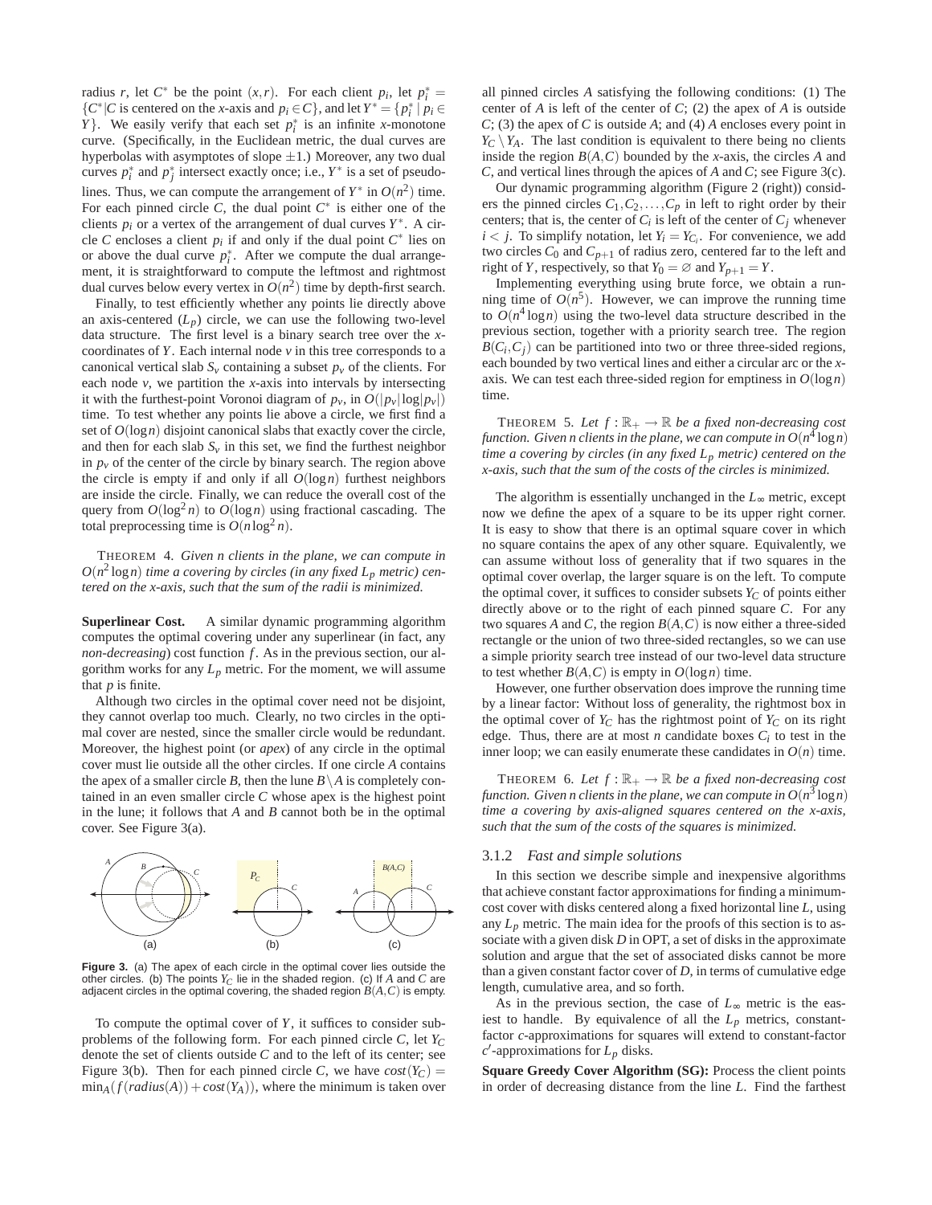radius $r$, let $C^*$ be the point $(x, r)$. For each client $p_i$, let $p_i^* = \{C^* | C$ is centered on the $x$-axis and $p_i \in C\}$, and let $Y^* = \{p_i^* \mid p_i \in Y\}$. We easily verify that each set $p_i^*$ is an infinite $x$-monotone curve. (Specifically, in the Euclidean metric, the dual curves are hyperbolas with asymptotes of slope $\pm 1$.) Moreover, any two dual curves $p_i^*$ and $p_j^*$ intersect exactly once; i.e., $Y^*$ is a set of pseudolines. Thus, we can compute the arrangement of $Y^*$ in $O(n^2)$ time. For each pinned circle $C$, the dual point $C^*$ is either one of the clients $p_i$ or a vertex of the arrangement of dual curves $Y^*$. A circle $C$ encloses a client $p_i$ if and only if the dual point $C^*$ lies on or above the dual curve $p_i^*$. After we compute the dual arrangement, it is straightforward to compute the leftmost and rightmost dual curves below every vertex in $O(n^2)$ time by depth-first search.

Finally, to test efficiently whether any points lie directly above an axis-centered ($L_p$) circle, we can use the following two-level data structure. The first level is a binary search tree over the $x$-coordinates of $Y$. Each internal node $v$ in this tree corresponds to a canonical vertical slab $S_v$ containing a subset $p_v$ of the clients. For each node $v$, we partition the $x$-axis into intervals by intersecting it with the furthest-point Voronoi diagram of $p_v$, in $O(|p_v| \log |p_v|)$ time. To test whether any points lie above a circle, we first find a set of $O(\log n)$ disjoint canonical slabs that exactly cover the circle, and then for each slab $S_v$ in this set, we find the furthest neighbor in $p_v$ of the center of the circle by binary search. The region above the circle is empty if and only if all $O(\log n)$ furthest neighbors are inside the circle. Finally, we can reduce the overall cost of the query from $O(\log^2 n)$ to $O(\log n)$ using fractional cascading. The total preprocessing time is $O(n \log^2 n)$.

THEOREM 4. *Given $n$ clients in the plane, we can compute in $O(n^2 \log n)$ time a covering by circles (in any fixed $L_p$ metric) centered on the x-axis, such that the sum of the radii is minimized.*

**Superlinear Cost.** A similar dynamic programming algorithm computes the optimal covering under any superlinear (in fact, any *non-decreasing*) cost function $f$. As in the previous section, our algorithm works for any $L_p$ metric. For the moment, we will assume that $p$ is finite.

Although two circles in the optimal cover need not be disjoint, they cannot overlap too much. Clearly, no two circles in the optimal cover are nested, since the smaller circle would be redundant. Moreover, the highest point (or *apex*) of any circle in the optimal cover must lie outside all the other circles. If one circle $A$ contains the apex of a smaller circle $B$, then the lune $B \setminus A$ is completely contained in an even smaller circle $C$ whose apex is the highest point in the lune; it follows that $A$ and $B$ cannot both be in the optimal cover. See Figure 3(a).

**Figure 3.** (a) The apex of each circle in the optimal cover lies outside the other circles. (b) The points $Y_C$ lie in the shaded region. (c) If $A$ and $C$ are adjacent circles in the optimal covering, the shaded region $B(A,C)$ is empty.

To compute the optimal cover of $Y$, it suffices to consider subproblems of the following form. For each pinned circle $C$, let $Y_C$ denote the set of clients outside $C$ and to the left of its center; see Figure 3(b). Then for each pinned circle $C$, we have $cost(Y_C) = \min_A (f(radius(A)) + cost(Y_A))$, where the minimum is taken over all pinned circles $A$ satisfying the following conditions: (1) The center of $A$ is left of the center of $C$; (2) the apex of $A$ is outside $C$; (3) the apex of $C$ is outside $A$; and (4) $A$ encloses every point in $Y_C \setminus Y_A$. The last condition is equivalent to there being no clients inside the region $B(A,C)$ bounded by the $x$-axis, the circles $A$ and $C$, and vertical lines through the apices of $A$ and $C$; see Figure 3(c).

Our dynamic programming algorithm (Figure 2 (right)) considers the pinned circles $C_1, C_2, \ldots, C_p$ in left to right order by their centers; that is, the center of $C_i$ is left of the center of $C_j$ whenever $i < j$. To simplify notation, let $Y_i = Y_{C_i}$. For convenience, we add two circles $C_0$ and $C_{p+1}$ of radius zero, centered far to the left and right of $Y$, respectively, so that $Y_0 = \varnothing$ and $Y_{p+1} = Y$.

Implementing everything using brute force, we obtain a running time of $O(n^5)$. However, we can improve the running time to $O(n^4 \log n)$ using the two-level data structure described in the previous section, together with a priority search tree. The region $B(C_i, C_j)$ can be partitioned into two or three three-sided regions, each bounded by two vertical lines and either a circular arc or the $x$-axis. We can test each three-sided region for emptiness in $O(\log n)$ time.

THEOREM 5. *Let $f : \mathbb{R}_+ \to \mathbb{R}$ be a fixed non-decreasing cost function. Given n clients in the plane, we can compute in $O(n^4 \log n)$ time a covering by circles (in any fixed $L_p$ metric) centered on the x-axis, such that the sum of the costs of the circles is minimized.*

The algorithm is essentially unchanged in the $L_\infty$ metric, except now we define the apex of a square to be its upper right corner. It is easy to show that there is an optimal square cover in which no square contains the apex of any other square. Equivalently, we can assume without loss of generality that if two squares in the optimal cover overlap, the larger square is on the left. To compute the optimal cover, it suffices to consider subsets $Y_C$ of points either directly above or to the right of each pinned square $C$. For any two squares $A$ and $C$, the region $B(A,C)$ is now either a three-sided rectangle or the union of two three-sided rectangles, so we can use a simple priority search tree instead of our two-level data structure to test whether $B(A,C)$ is empty in $O(\log n)$ time.

However, one further observation does improve the running time by a linear factor: Without loss of generality, the rightmost box in the optimal cover of $Y_C$ has the rightmost point of $Y_C$ on its right edge. Thus, there are at most $n$ candidate boxes $C_i$ to test in the inner loop; we can easily enumerate these candidates in $O(n)$ time.

THEOREM 6. *Let $f : \mathbb{R}_+ \to \mathbb{R}$ be a fixed non-decreasing cost function. Given n clients in the plane, we can compute in $O(n^3 \log n)$ time a covering by axis-aligned squares centered on the x-axis, such that the sum of the costs of the squares is minimized.*

### 3.1.2 *Fast and simple solutions*

In this section we describe simple and inexpensive algorithms that achieve constant factor approximations for finding a minimum-cost cover with disks centered along a fixed horizontal line $L$, using any $L_p$ metric. The main idea for the proofs of this section is to associate with a given disk $D$ in OPT, a set of disks in the approximate solution and argue that the set of associated disks cannot be more than a given constant factor cover of $D$, in terms of cumulative edge length, cumulative area, and so forth.

As in the previous section, the case of $L_\infty$ metric is the easiest to handle. By equivalence of all the $L_p$ metrics, constant-factor $c$-approximations for squares will extend to constant-factor $c'$-approximations for $L_p$ disks.

**Square Greedy Cover Algorithm (SG):** Process the client points in order of decreasing distance from the line $L$. Find the farthest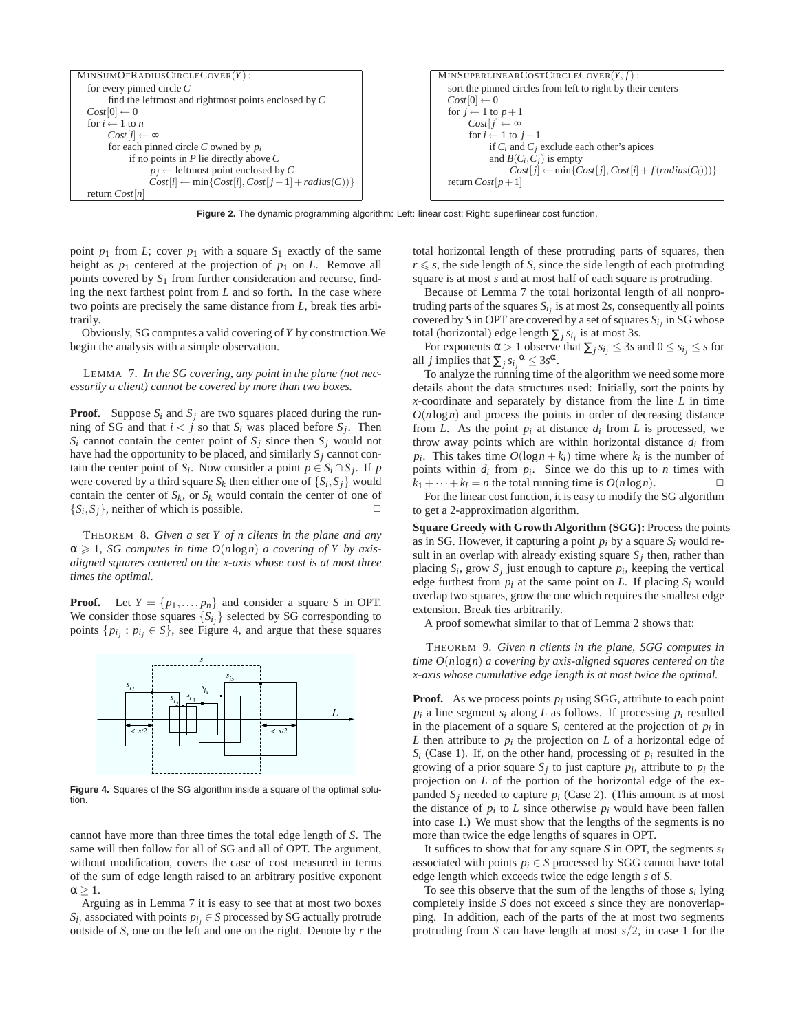```
MinSumOfRadiusCircleCover(Y):
  for every pinned circle C
      find the leftmost and rightmost points enclosed by C
  Cost[0] ← 0
  for i ← 1 to n
      Cost[i] ← ∞
      for each pinned circle C owned by p_i
          if no points in P lie directly above C
              p_j ← leftmost point enclosed by C
              Cost[i] ← min{Cost[i], Cost[j−1] + radius(C)}
  return Cost[n]
```

```
MinSuperlinearCostCircleCover(Y, f):
  sort the pinned circles from left to right by their centers
  Cost[0] ← 0
  for j ← 1 to p+1
      Cost[j] ← ∞
      for i ← 1 to j−1
          if C_i and C_j exclude each other's apices
          and B(C_i, C_j) is empty
              Cost[j] ← min{Cost[j], Cost[i] + f(radius(C_i))}
  return Cost[p+1]
```

**Figure 2.** The dynamic programming algorithm: Left: linear cost; Right: superlinear cost function.

point $p_1$ from $L$; cover $p_1$ with a square $S_1$ exactly of the same height as $p_1$ centered at the projection of $p_1$ on $L$. Remove all points covered by $S_1$ from further consideration and recurse, finding the next farthest point from $L$ and so forth. In the case where two points are precisely the same distance from $L$, break ties arbitrarily.

Obviously, SG computes a valid covering of $Y$ by construction.We begin the analysis with a simple observation.

Lemma 7. *In the SG covering, any point in the plane (not necessarily a client) cannot be covered by more than two boxes.*

**Proof.** Suppose $S_i$ and $S_j$ are two squares placed during the running of SG and that $i < j$ so that $S_i$ was placed before $S_j$. Then $S_i$ cannot contain the center point of $S_j$ since then $S_j$ would not have had the opportunity to be placed, and similarly $S_j$ cannot contain the center point of $S_i$. Now consider a point $p \in S_i \cap S_j$. If $p$ were covered by a third square $S_k$ then either one of $\{S_i, S_j\}$ would contain the center of $S_k$, or $S_k$ would contain the center of one of $\{S_i, S_j\}$, neither of which is possible. □

Theorem 8. *Given a set $Y$ of $n$ clients in the plane and any $\alpha \geqslant 1$, SG computes in time $O(n \log n)$ a covering of $Y$ by axis-aligned squares centered on the x-axis whose cost is at most three times the optimal.*

**Proof.** Let $Y = \{p_1, \ldots, p_n\}$ and consider a square $S$ in OPT. We consider those squares $\{S_{i_j}\}$ selected by SG corresponding to points $\{p_{i_j} : p_{i_j} \in S\}$, see Figure 4, and argue that these squares

**Figure 4.** Squares of the SG algorithm inside a square of the optimal solution.

cannot have more than three times the total edge length of $S$. The same will then follow for all of SG and all of OPT. The argument, without modification, covers the case of cost measured in terms of the sum of edge length raised to an arbitrary positive exponent $\alpha \geq 1$.

Arguing as in Lemma 7 it is easy to see that at most two boxes $S_{i_j}$ associated with points $p_{i_j} \in S$ processed by SG actually protrude outside of $S$, one on the left and one on the right. Denote by $r$ the total horizontal length of these protruding parts of squares, then $r \leqslant s$, the side length of $S$, since the side length of each protruding square is at most $s$ and at most half of each square is protruding.

Because of Lemma 7 the total horizontal length of all nonprotruding parts of the squares $S_{i_j}$ is at most $2s$, consequently all points covered by $S$ in OPT are covered by a set of squares $S_{i_j}$ in SG whose total (horizontal) edge length $\sum_j s_{i_j}$ is at most $3s$.

For exponents $\alpha > 1$ observe that $\sum_j s_{i_j} \leq 3s$ and $0 \leq s_{i_j} \leq s$ for all $j$ implies that $\sum_j {s_{i_j}}^{\alpha} \leq 3s^{\alpha}$.

To analyze the running time of the algorithm we need some more details about the data structures used: Initially, sort the points by $x$-coordinate and separately by distance from the line $L$ in time $O(n \log n)$ and process the points in order of decreasing distance from $L$. As the point $p_i$ at distance $d_i$ from $L$ is processed, we throw away points which are within horizontal distance $d_i$ from $p_i$. This takes time $O(\log n + k_i)$ time where $k_i$ is the number of points within $d_i$ from $p_i$. Since we do this up to $n$ times with $k_1 + \cdots + k_l = n$ the total running time is $O(n \log n)$. □

For the linear cost function, it is easy to modify the SG algorithm to get a 2-approximation algorithm.

**Square Greedy with Growth Algorithm (SGG):** Process the points as in SG. However, if capturing a point $p_i$ by a square $S_i$ would result in an overlap with already existing square $S_j$ then, rather than placing $S_i$, grow $S_j$ just enough to capture $p_i$, keeping the vertical edge furthest from $p_i$ at the same point on $L$. If placing $S_i$ would overlap two squares, grow the one which requires the smallest edge extension. Break ties arbitrarily.

A proof somewhat similar to that of Lemma 2 shows that:

Theorem 9. *Given $n$ clients in the plane, SGG computes in time $O(n \log n)$ a covering by axis-aligned squares centered on the x-axis whose cumulative edge length is at most twice the optimal.*

**Proof.** As we process points $p_i$ using SGG, attribute to each point $p_i$ a line segment $s_i$ along $L$ as follows. If processing $p_i$ resulted in the placement of a square $S_i$ centered at the projection of $p_i$ in $L$ then attribute to $p_i$ the projection on $L$ of a horizontal edge of $S_i$ (Case 1). If, on the other hand, processing of $p_i$ resulted in the growing of a prior square $S_j$ to just capture $p_i$, attribute to $p_i$ the projection on $L$ of the portion of the horizontal edge of the expanded $S_j$ needed to capture $p_i$ (Case 2). (This amount is at most the distance of $p_i$ to $L$ since otherwise $p_i$ would have been fallen into case 1.) We must show that the lengths of the segments is no more than twice the edge lengths of squares in OPT.

It suffices to show that for any square $S$ in OPT, the segments $s_i$ associated with points $p_i \in S$ processed by SGG cannot have total edge length which exceeds twice the edge length $s$ of $S$.

To see this observe that the sum of the lengths of those $s_i$ lying completely inside $S$ does not exceed $s$ since they are nonoverlapping. In addition, each of the parts of the at most two segments protruding from $S$ can have length at most $s/2$, in case 1 for the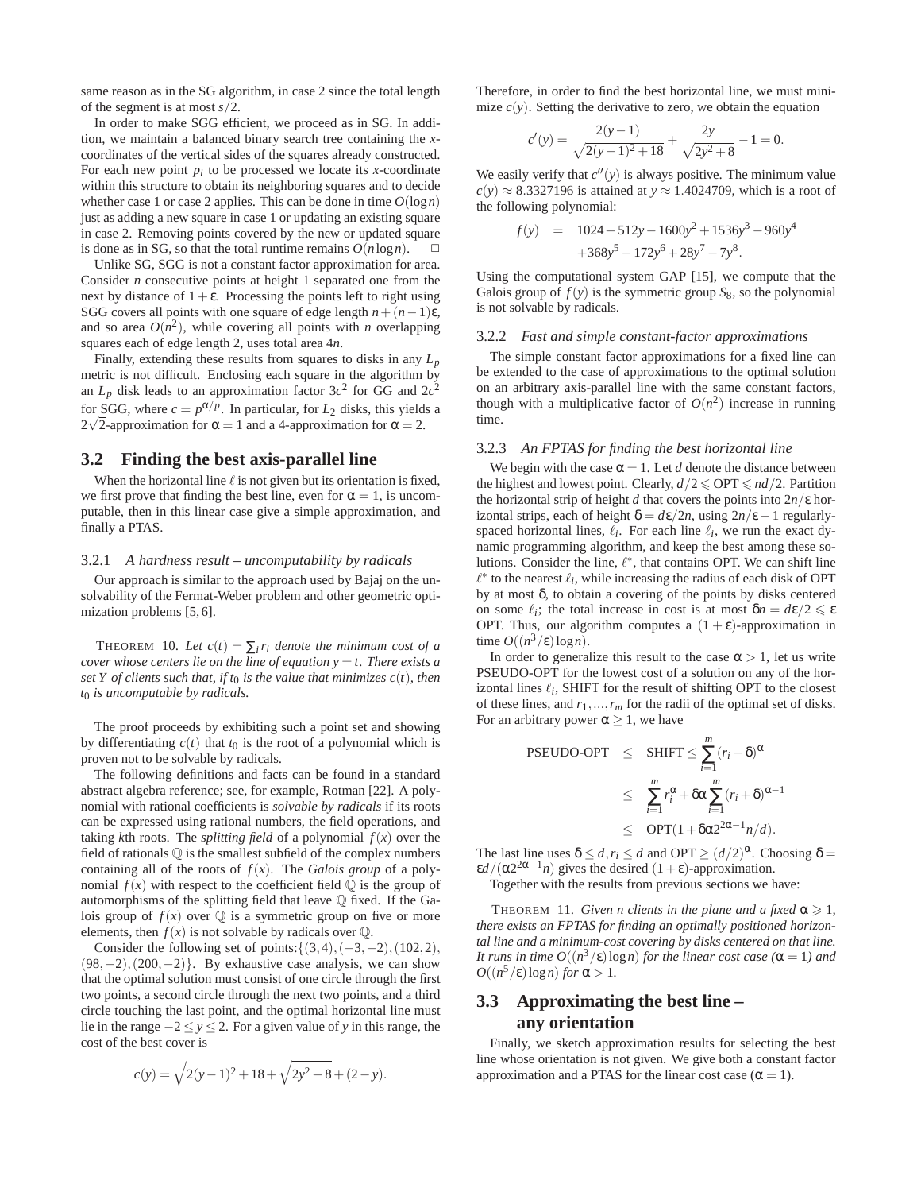same reason as in the SG algorithm, in case 2 since the total length of the segment is at most $s/2$.

In order to make SGG efficient, we proceed as in SG. In addition, we maintain a balanced binary search tree containing the $x$-coordinates of the vertical sides of the squares already constructed. For each new point $p_i$ to be processed we locate its $x$-coordinate within this structure to obtain its neighboring squares and to decide whether case 1 or case 2 applies. This can be done in time $O(\log n)$ just as adding a new square in case 1 or updating an existing square in case 2. Removing points covered by the new or updated square is done as in SG, so that the total runtime remains $O(n \log n)$. □

Unlike SG, SGG is not a constant factor approximation for area. Consider $n$ consecutive points at height 1 separated one from the next by distance of $1+\varepsilon$. Processing the points left to right using SGG covers all points with one square of edge length $n+(n-1)\varepsilon$, and so area $O(n^2)$, while covering all points with $n$ overlapping squares each of edge length 2, uses total area $4n$.

Finally, extending these results from squares to disks in any $L_p$ metric is not difficult. Enclosing each square in the algorithm by an $L_p$ disk leads to an approximation factor $3c^2$ for GG and $2c^2$ for SGG, where $c = p^{\alpha/p}$. In particular, for $L_2$ disks, this yields a $2\sqrt{2}$-approximation for $\alpha = 1$ and a 4-approximation for $\alpha = 2$.

## 3.2 Finding the best axis-parallel line

When the horizontal line $\ell$ is not given but its orientation is fixed, we first prove that finding the best line, even for $\alpha = 1$, is uncomputable, then in this linear case give a simple approximation, and finally a PTAS.

### 3.2.1 *A hardness result – uncomputability by radicals*

Our approach is similar to the approach used by Bajaj on the unsolvability of the Fermat-Weber problem and other geometric optimization problems [5, 6].

THEOREM 10. *Let $c(t) = \sum_i r_i$ denote the minimum cost of a cover whose centers lie on the line of equation $y = t$. There exists a set $Y$ of clients such that, if $t_0$ is the value that minimizes $c(t)$, then $t_0$ is uncomputable by radicals.*

The proof proceeds by exhibiting such a point set and showing by differentiating $c(t)$ that $t_0$ is the root of a polynomial which is proven not to be solvable by radicals.

The following definitions and facts can be found in a standard abstract algebra reference; see, for example, Rotman [22]. A polynomial with rational coefficients is *solvable by radicals* if its roots can be expressed using rational numbers, the field operations, and taking $k$th roots. The *splitting field* of a polynomial $f(x)$ over the field of rationals $\mathbb{Q}$ is the smallest subfield of the complex numbers containing all of the roots of $f(x)$. The *Galois group* of a polynomial $f(x)$ with respect to the coefficient field $\mathbb{Q}$ is the group of automorphisms of the splitting field that leave $\mathbb{Q}$ fixed. If the Galois group of $f(x)$ over $\mathbb{Q}$ is a symmetric group on five or more elements, then $f(x)$ is not solvable by radicals over $\mathbb{Q}$.

Consider the following set of points: $\{(3,4), (-3,-2), (102,2), (98,-2), (200,-2)\}$. By exhaustive case analysis, we can show that the optimal solution must consist of one circle through the first two points, a second circle through the next two points, and a third circle touching the last point, and the optimal horizontal line must lie in the range $-2 \le y \le 2$. For a given value of $y$ in this range, the cost of the best cover is

$$c(y) = \sqrt{2(y-1)^2+18} + \sqrt{2y^2+8} + (2-y).$$

Therefore, in order to find the best horizontal line, we must minimize $c(y)$. Setting the derivative to zero, we obtain the equation

$$c'(y) = \frac{2(y-1)}{\sqrt{2(y-1)^2+18}} + \frac{2y}{\sqrt{2y^2+8}} - 1 = 0.$$

We easily verify that $c''(y)$ is always positive. The minimum value $c(y) \approx 8.3327196$ is attained at $y \approx 1.4024709$, which is a root of the following polynomial:

$$\begin{aligned} f(y) \quad = \quad & 1024 + 512y - 1600y^2 + 1536y^3 - 960y^4 \\ & + 368y^5 - 172y^6 + 28y^7 - 7y^8. \end{aligned}$$

Using the computational system GAP [15], we compute that the Galois group of $f(y)$ is the symmetric group $S_8$, so the polynomial is not solvable by radicals.

### 3.2.2 *Fast and simple constant-factor approximations*

The simple constant factor approximations for a fixed line can be extended to the case of approximations to the optimal solution on an arbitrary axis-parallel line with the same constant factors, though with a multiplicative factor of $O(n^2)$ increase in running time.

### 3.2.3 *An FPTAS for finding the best horizontal line*

We begin with the case $\alpha = 1$. Let $d$ denote the distance between the highest and lowest point. Clearly, $d/2 \leqslant \text{OPT} \leqslant nd/2$. Partition the horizontal strip of height $d$ that covers the points into $2n/\varepsilon$ horizontal strips, each of height $\delta = d\varepsilon/2n$, using $2n/\varepsilon - 1$ regularly-spaced horizontal lines, $\ell_i$. For each line $\ell_i$, we run the exact dynamic programming algorithm, and keep the best among these solutions. Consider the line, $\ell^*$, that contains OPT. We can shift line $\ell^*$ to the nearest $\ell_i$, while increasing the radius of each disk of OPT by at most $\delta$, to obtain a covering of the points by disks centered on some $\ell_i$; the total increase in cost is at most $\delta n = d\varepsilon/2 \leqslant \varepsilon$ OPT. Thus, our algorithm computes a $(1+\varepsilon)$-approximation in time $O((n^3/\varepsilon)\log n)$.

In order to generalize this result to the case $\alpha > 1$, let us write PSEUDO-OPT for the lowest cost of a solution on any of the horizontal lines $\ell_i$, SHIFT for the result of shifting OPT to the closest of these lines, and $r_1, \ldots, r_m$ for the radii of the optimal set of disks. For an arbitrary power $\alpha \ge 1$, we have

$$\begin{aligned} \text{PSEUDO-OPT} \quad & \le \quad \text{SHIFT} \le \sum_{i=1}^{m} (r_i + \delta)^{\alpha} \\ & \le \quad \sum_{i=1}^{m} r_i^{\alpha} + \delta\alpha \sum_{i=1}^{m} (r_i + \delta)^{\alpha-1} \\ & \le \quad \text{OPT}(1 + \delta\alpha 2^{2\alpha-1} n/d). \end{aligned}$$

The last line uses $\delta \le d, r_i \le d$ and $\text{OPT} \ge (d/2)^{\alpha}$. Choosing $\delta = \varepsilon d/(\alpha 2^{2\alpha-1} n)$ gives the desired $(1+\varepsilon)$-approximation.

Together with the results from previous sections we have:

THEOREM 11. *Given $n$ clients in the plane and a fixed $\alpha \geqslant 1$, there exists an FPTAS for finding an optimally positioned horizontal line and a minimum-cost covering by disks centered on that line. It runs in time $O((n^3/\varepsilon)\log n)$ for the linear cost case ($\alpha = 1$) and $O((n^5/\varepsilon)\log n)$ for $\alpha > 1$.*

## 3.3 Approximating the best line – any orientation

Finally, we sketch approximation results for selecting the best line whose orientation is not given. We give both a constant factor approximation and a PTAS for the linear cost case ($\alpha = 1$).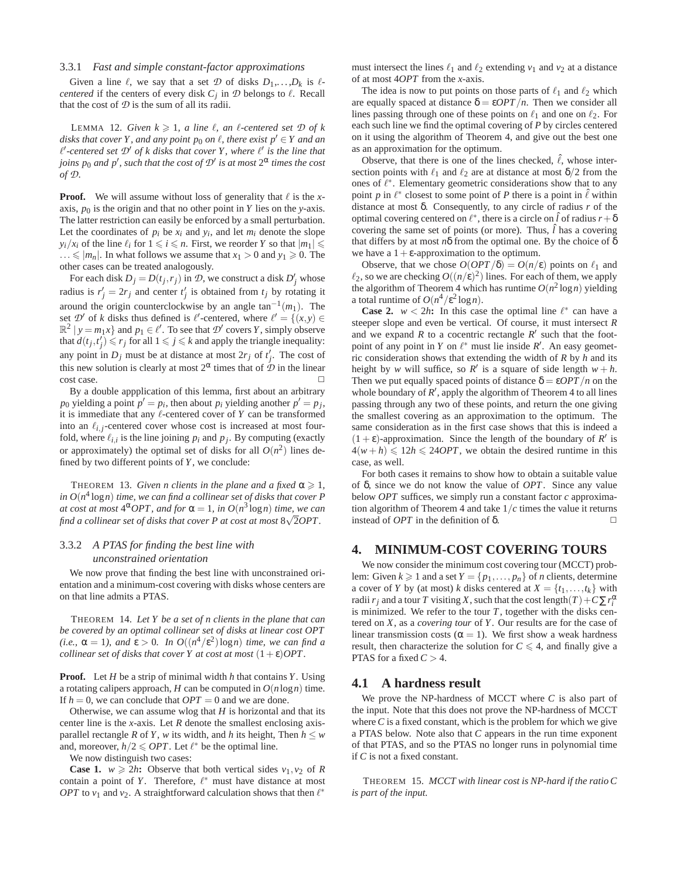### 3.3.1 *Fast and simple constant-factor approximations*

Given a line $\ell$, we say that a set $\mathcal{D}$ of disks $D_1,\ldots,D_k$ is *$\ell$-centered* if the centers of every disk $C_j$ in $\mathcal{D}$ belongs to $\ell$. Recall that the cost of $\mathcal{D}$ is the sum of all its radii.

LEMMA 12. *Given $k \geqslant 1$, a line $\ell$, an $\ell$-centered set $\mathcal{D}$ of $k$ disks that cover $Y$, and any point $p_0$ on $\ell$, there exist $p' \in Y$ and an $\ell'$-centered set $\mathcal{D}'$ of $k$ disks that cover $Y$, where $\ell'$ is the line that joins $p_0$ and $p'$, such that the cost of $\mathcal{D}'$ is at most $2^\alpha$ times the cost of $\mathcal{D}$.*

**Proof.** We will assume without loss of generality that $\ell$ is the $x$-axis, $p_0$ is the origin and that no other point in $Y$ lies on the $y$-axis. The latter restriction can easily be enforced by a small perturbation. Let the coordinates of $p_i$ be $x_i$ and $y_i$, and let $m_i$ denote the slope $y_i/x_i$ of the line $\ell_i$ for $1 \leqslant i \leqslant n$. First, we reorder $Y$ so that $|m_1| \leqslant \ldots \leqslant |m_n|$. In what follows we assume that $x_1 > 0$ and $y_1 \geqslant 0$. The other cases can be treated analogously.

For each disk $D_j = D(t_j, r_j)$ in $\mathcal{D}$, we construct a disk $D'_j$ whose radius is $r'_j = 2r_j$ and center $t'_j$ is obtained from $t_j$ by rotating it around the origin counterclockwise by an angle $\tan^{-1}(m_1)$. The set $\mathcal{D}'$ of $k$ disks thus defined is $\ell'$-centered, where $\ell' = \{(x,y) \in \mathbb{R}^2 \mid y = m_1 x\}$ and $p_1 \in \ell'$. To see that $\mathcal{D}'$ covers $Y$, simply observe that $d(t_j, t'_j) \leqslant r_j$ for all $1 \leqslant j \leqslant k$ and apply the triangle inequality: any point in $D_j$ must be at distance at most $2r_j$ of $t'_j$. The cost of this new solution is clearly at most $2^\alpha$ times that of $\mathcal{D}$ in the linear cost case. $\square$

By a double appplication of this lemma, first about an arbitrary $p_0$ yielding a point $p' = p_i$, then about $p_i$ yielding another $p' = p_j$, it is immediate that any $\ell$-centered cover of $Y$ can be transformed into an $\ell_{i,j}$-centered cover whose cost is increased at most four-fold, where $\ell_{i,j}$ is the line joining $p_i$ and $p_j$. By computing (exactly or approximately) the optimal set of disks for all $O(n^2)$ lines defined by two different points of $Y$, we conclude:

THEOREM 13. *Given $n$ clients in the plane and a fixed $\alpha \geqslant 1$, in $O(n^4 \log n)$ time, we can find a collinear set of disks that cover $P$ at cost at most $4^\alpha OPT$, and for $\alpha = 1$, in $O(n^3 \log n)$ time, we can find a collinear set of disks that cover $P$ at cost at most $8\sqrt{2}OPT$.*

### 3.3.2 *A PTAS for finding the best line with unconstrained orientation*

We now prove that finding the best line with unconstrained orientation and a minimum-cost covering with disks whose centers are on that line admits a PTAS.

THEOREM 14. *Let $Y$ be a set of $n$ clients in the plane that can be covered by an optimal collinear set of disks at linear cost OPT (i.e., $\alpha = 1$), and $\varepsilon > 0$. In $O((n^4/\varepsilon^2)\log n)$ time, we can find a collinear set of disks that cover $Y$ at cost at most $(1+\varepsilon)OPT$.*

**Proof.** Let $H$ be a strip of minimal width $h$ that contains $Y$. Using a rotating calipers approach, $H$ can be computed in $O(n \log n)$ time. If $h = 0$, we can conclude that $OPT = 0$ and we are done.

Otherwise, we can assume wlog that $H$ is horizontal and that its center line is the $x$-axis. Let $R$ denote the smallest enclosing axis-parallel rectangle $R$ of $Y$, $w$ its width, and $h$ its height, Then $h \leq w$ and, moreover, $h/2 \leqslant OPT$. Let $\ell^*$ be the optimal line.

We now distinguish two cases:

**Case 1.** $w \geqslant 2h$**:** Observe that both vertical sides $v_1, v_2$ of $R$ contain a point of $Y$. Therefore, $\ell^*$ must have distance at most $OPT$ to $v_1$ and $v_2$. A straightforward calculation shows that then $\ell^*$ must intersect the lines $\ell_1$ and $\ell_2$ extending $v_1$ and $v_2$ at a distance of at most $4OPT$ from the $x$-axis.

The idea is now to put points on those parts of $\ell_1$ and $\ell_2$ which are equally spaced at distance $\delta = \varepsilon OPT/n$. Then we consider all lines passing through one of these points on $\ell_1$ and one on $\ell_2$. For each such line we find the optimal covering of $P$ by circles centered on it using the algorithm of Theorem 4, and give out the best one as an approximation for the optimum.

Observe, that there is one of the lines checked, $\hat{\ell}$, whose intersection points with $\ell_1$ and $\ell_2$ are at distance at most $\delta/2$ from the ones of $\ell^*$. Elementary geometric considerations show that to any point $p$ in $\ell^*$ closest to some point of $P$ there is a point in $\hat{\ell}$ within distance at most $\delta$. Consequently, to any circle of radius $r$ of the optimal covering centered on $\ell^*$, there is a circle on $\hat{l}$ of radius $r+\delta$ covering the same set of points (or more). Thus, $\hat{l}$ has a covering that differs by at most $n\delta$ from the optimal one. By the choice of $\delta$ we have a $1+\varepsilon$-approximation to the optimum.

Observe, that we chose $O(OPT/\delta) = O(n/\varepsilon)$ points on $\ell_1$ and $\ell_2$, so we are checking $O((n/\varepsilon)^2)$ lines. For each of them, we apply the algorithm of Theorem 4 which has runtime $O(n^2 \log n)$ yielding a total runtime of $O(n^4/\varepsilon^2 \log n)$.

**Case 2.** $w < 2h$**:** In this case the optimal line $\ell^*$ can have a steeper slope and even be vertical. Of course, it must intersect $R$ and we expand $R$ to a cocentric rectangle $R'$ such that the foot-point of any point in $Y$ on $\ell^*$ must lie inside $R'$. An easy geometric consideration shows that extending the width of $R$ by $h$ and its height by $w$ will suffice, so $R'$ is a square of side length $w+h$. Then we put equally spaced points of distance $\delta = \varepsilon OPT/n$ on the whole boundary of $R'$, apply the algorithm of Theorem 4 to all lines passing through any two of these points, and return the one giving the smallest covering as an approximation to the optimum. The same consideration as in the first case shows that this is indeed a $(1+\varepsilon)$-approximation. Since the length of the boundary of $R'$ is $4(w+h) \leqslant 12h \leqslant 24OPT$, we obtain the desired runtime in this case, as well.

For both cases it remains to show how to obtain a suitable value of $\delta$, since we do not know the value of $OPT$. Since any value below $OPT$ suffices, we simply run a constant factor $c$ approximation algorithm of Theorem 4 and take $1/c$ times the value it returns instead of $OPT$ in the definition of $\delta$. $\square$

## 4. MINIMUM-COST COVERING TOURS

We now consider the minimum cost covering tour (MCCT) problem: Given $k \geqslant 1$ and a set $Y = \{p_1, \ldots, p_n\}$ of $n$ clients, determine a cover of $Y$ by (at most) $k$ disks centered at $X = \{t_1, \ldots, t_k\}$ with radii $r_j$ and a tour $T$ visiting $X$, such that the cost $\text{length}(T) + C\sum r_i^\alpha$ is minimized. We refer to the tour $T$, together with the disks centered on $X$, as a *covering tour* of $Y$. Our results are for the case of linear transmission costs ($\alpha = 1$). We first show a weak hardness result, then characterize the solution for $C \leqslant 4$, and finally give a PTAS for a fixed $C > 4$.

## 4.1 A hardness result

We prove the NP-hardness of MCCT where $C$ is also part of the input. Note that this does not prove the NP-hardness of MCCT where $C$ is a fixed constant, which is the problem for which we give a PTAS below. Note also that $C$ appears in the run time exponent of that PTAS, and so the PTAS no longer runs in polynomial time if $C$ is not a fixed constant.

THEOREM 15. *MCCT with linear cost is NP-hard if the ratio $C$ is part of the input.*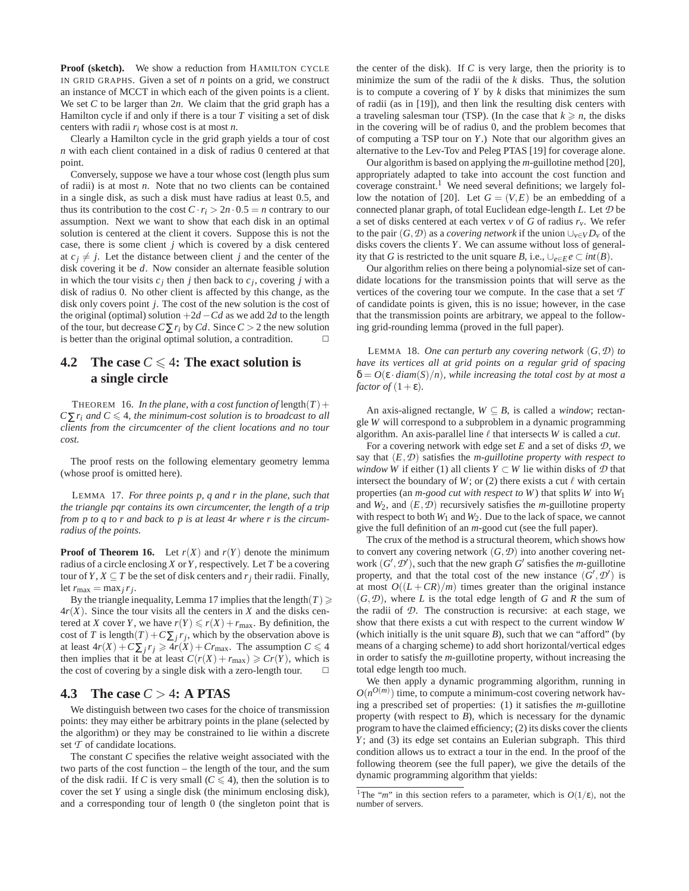**Proof (sketch).** We show a reduction from HAMILTON CYCLE IN GRID GRAPHS. Given a set of $n$ points on a grid, we construct an instance of MCCT in which each of the given points is a client. We set $C$ to be larger than $2n$. We claim that the grid graph has a Hamilton cycle if and only if there is a tour $T$ visiting a set of disk centers with radii $r_i$ whose cost is at most $n$.

Clearly a Hamilton cycle in the grid graph yields a tour of cost $n$ with each client contained in a disk of radius 0 centered at that point.

Conversely, suppose we have a tour whose cost (length plus sum of radii) is at most $n$. Note that no two clients can be contained in a single disk, as such a disk must have radius at least 0.5, and thus its contribution to the cost $C \cdot r_i > 2n \cdot 0.5 = n$ contrary to our assumption. Next we want to show that each disk in an optimal solution is centered at the client it covers. Suppose this is not the case, there is some client $j$ which is covered by a disk centered at $c_j \neq j$. Let the distance between client $j$ and the center of the disk covering it be $d$. Now consider an alternate feasible solution in which the tour visits $c_j$ then $j$ then back to $c_j$, covering $j$ with a disk of radius 0. No other client is affected by this change, as the disk only covers point $j$. The cost of the new solution is the cost of the original (optimal) solution $+2d - Cd$ as we add $2d$ to the length of the tour, but decrease $C\sum r_i$ by $Cd$. Since $C > 2$ the new solution is better than the original optimal solution, a contradiction. □

## 4.2 The case $C \leqslant 4$: The exact solution is a single circle

THEOREM 16. *In the plane, with a cost function of* $\text{length}(T) + C\sum r_i$ *and* $C \leqslant 4$*, the minimum-cost solution is to broadcast to all clients from the circumcenter of the client locations and no tour cost.*

The proof rests on the following elementary geometry lemma (whose proof is omitted here).

LEMMA 17. *For three points $p$, $q$ and $r$ in the plane, such that the triangle $pqr$ contains its own circumcenter, the length of a trip from $p$ to $q$ to $r$ and back to $p$ is at least $4r$ where $r$ is the circumradius of the points.*

**Proof of Theorem 16.** Let $r(X)$ and $r(Y)$ denote the minimum radius of a circle enclosing $X$ or $Y$, respectively. Let $T$ be a covering tour of $Y$, $X \subseteq T$ be the set of disk centers and $r_j$ their radii. Finally, let $r_{\max} = \max_j r_j$.

By the triangle inequality, Lemma 17 implies that the $\text{length}(T) \geqslant 4r(X)$. Since the tour visits all the centers in $X$ and the disks centered at $X$ cover $Y$, we have $r(Y) \leqslant r(X) + r_{\max}$. By definition, the cost of $T$ is $\text{length}(T) + C\sum_j r_j$, which by the observation above is at least $4r(X) + C\sum_j r_j \geqslant 4r(X) + Cr_{\max}$. The assumption $C \leqslant 4$ then implies that it be at least $C(r(X) + r_{\max}) \geqslant Cr(Y)$, which is the cost of covering by a single disk with a zero-length tour. □

## 4.3 The case $C > 4$: A PTAS

We distinguish between two cases for the choice of transmission points: they may either be arbitrary points in the plane (selected by the algorithm) or they may be constrained to lie within a discrete set $\mathcal{T}$ of candidate locations.

The constant $C$ specifies the relative weight associated with the two parts of the cost function – the length of the tour, and the sum of the disk radii. If $C$ is very small ($C \leqslant 4$), then the solution is to cover the set $Y$ using a single disk (the minimum enclosing disk), and a corresponding tour of length 0 (the singleton point that is the center of the disk). If $C$ is very large, then the priority is to minimize the sum of the radii of the $k$ disks. Thus, the solution is to compute a covering of $Y$ by $k$ disks that minimizes the sum of radii (as in [19]), and then link the resulting disk centers with a traveling salesman tour (TSP). (In the case that $k \geqslant n$, the disks in the covering will be of radius 0, and the problem becomes that of computing a TSP tour on $Y$.) Note that our algorithm gives an alternative to the Lev-Tov and Peleg PTAS [19] for coverage alone.

Our algorithm is based on applying the $m$-guillotine method [20], appropriately adapted to take into account the cost function and coverage constraint.[1] We need several definitions; we largely follow the notation of [20]. Let $G = (V, E)$ be an embedding of a connected planar graph, of total Euclidean edge-length $L$. Let $\mathcal{D}$ be a set of disks centered at each vertex $v$ of $G$ of radius $r_v$. We refer to the pair $(G, \mathcal{D})$ as a *covering network* if the union $\cup_{v\in V} D_v$ of the disks covers the clients $Y$. We can assume without loss of generality that $G$ is restricted to the unit square $B$, i.e., $\cup_{e\in E} e \subset int(B)$.

Our algorithm relies on there being a polynomial-size set of candidate locations for the transmission points that will serve as the vertices of the covering tour we compute. In the case that a set $\mathcal{T}$ of candidate points is given, this is no issue; however, in the case that the transmission points are arbitrary, we appeal to the following grid-rounding lemma (proved in the full paper).

LEMMA 18. *One can perturb any covering network $(G, \mathcal{D})$ to have its vertices all at grid points on a regular grid of spacing $\delta = O(\varepsilon \cdot diam(S)/n)$, while increasing the total cost by at most a factor of $(1+\varepsilon)$.*

An axis-aligned rectangle, $W \subseteq B$, is called a *window*; rectangle $W$ will correspond to a subproblem in a dynamic programming algorithm. An axis-parallel line $\ell$ that intersects $W$ is called a *cut*.

For a covering network with edge set $E$ and a set of disks $\mathcal{D}$, we say that $(E, \mathcal{D})$ satisfies the *$m$-guillotine property with respect to window $W$* if either (1) all clients $Y \subset W$ lie within disks of $\mathcal{D}$ that intersect the boundary of $W$; or (2) there exists a cut $\ell$ with certain properties (an *$m$-good cut with respect to $W$*) that splits $W$ into $W_1$ and $W_2$, and $(E, \mathcal{D})$ recursively satisfies the $m$-guillotine property with respect to both $W_1$ and $W_2$. Due to the lack of space, we cannot give the full definition of an $m$-good cut (see the full paper).

The crux of the method is a structural theorem, which shows how to convert any covering network $(G, \mathcal{D})$ into another covering network $(G', \mathcal{D}')$, such that the new graph $G'$ satisfies the $m$-guillotine property, and that the total cost of the new instance $(G', \mathcal{D}')$ is at most $O((L + CR)/m)$ times greater than the original instance $(G, \mathcal{D})$, where $L$ is the total edge length of $G$ and $R$ the sum of the radii of $\mathcal{D}$. The construction is recursive: at each stage, we show that there exists a cut with respect to the current window $W$ (which initially is the unit square $B$), such that we can "afford" (by means of a charging scheme) to add short horizontal/vertical edges in order to satisfy the $m$-guillotine property, without increasing the total edge length too much.

We then apply a dynamic programming algorithm, running in $O(n^{O(m)})$ time, to compute a minimum-cost covering network having a prescribed set of properties: (1) it satisfies the $m$-guillotine property (with respect to $B$), which is necessary for the dynamic program to have the claimed efficiency; (2) its disks cover the clients $Y$; and (3) its edge set contains an Eulerian subgraph. This third condition allows us to extract a tour in the end. In the proof of the following theorem (see the full paper), we give the details of the dynamic programming algorithm that yields:

[1] The "$m$" in this section refers to a parameter, which is $O(1/\varepsilon)$, not the number of servers.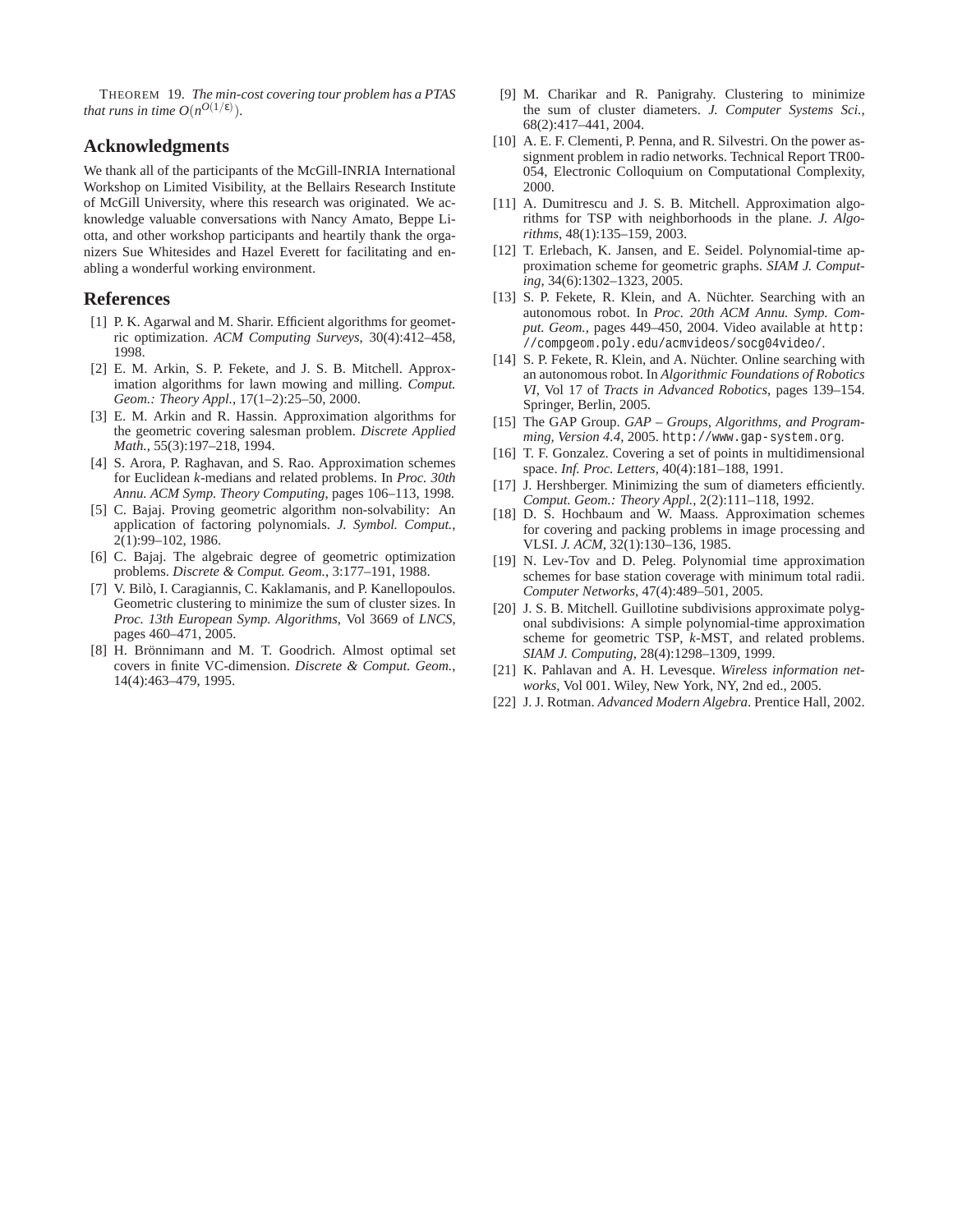THEOREM 19. *The min-cost covering tour problem has a PTAS that runs in time $O(n^{O(1/\varepsilon)})$.*

## Acknowledgments

We thank all of the participants of the McGill-INRIA International Workshop on Limited Visibility, at the Bellairs Research Institute of McGill University, where this research was originated. We acknowledge valuable conversations with Nancy Amato, Beppe Liotta, and other workshop participants and heartily thank the organizers Sue Whitesides and Hazel Everett for facilitating and enabling a wonderful working environment.

## References

[1] P. K. Agarwal and M. Sharir. Efficient algorithms for geometric optimization. *ACM Computing Surveys*, 30(4):412–458, 1998.

[2] E. M. Arkin, S. P. Fekete, and J. S. B. Mitchell. Approximation algorithms for lawn mowing and milling. *Comput. Geom.: Theory Appl.*, 17(1–2):25–50, 2000.

[3] E. M. Arkin and R. Hassin. Approximation algorithms for the geometric covering salesman problem. *Discrete Applied Math.*, 55(3):197–218, 1994.

[4] S. Arora, P. Raghavan, and S. Rao. Approximation schemes for Euclidean *k*-medians and related problems. In *Proc. 30th Annu. ACM Symp. Theory Computing*, pages 106–113, 1998.

[5] C. Bajaj. Proving geometric algorithm non-solvability: An application of factoring polynomials. *J. Symbol. Comput.*, 2(1):99–102, 1986.

[6] C. Bajaj. The algebraic degree of geometric optimization problems. *Discrete & Comput. Geom.*, 3:177–191, 1988.

[7] V. Bilò, I. Caragiannis, C. Kaklamanis, and P. Kanellopoulos. Geometric clustering to minimize the sum of cluster sizes. In *Proc. 13th European Symp. Algorithms*, Vol 3669 of *LNCS*, pages 460–471, 2005.

[8] H. Brönnimann and M. T. Goodrich. Almost optimal set covers in finite VC-dimension. *Discrete & Comput. Geom.*, 14(4):463–479, 1995.

[9] M. Charikar and R. Panigrahy. Clustering to minimize the sum of cluster diameters. *J. Computer Systems Sci.*, 68(2):417–441, 2004.

[10] A. E. F. Clementi, P. Penna, and R. Silvestri. On the power assignment problem in radio networks. Technical Report TR00-054, Electronic Colloquium on Computational Complexity, 2000.

[11] A. Dumitrescu and J. S. B. Mitchell. Approximation algorithms for TSP with neighborhoods in the plane. *J. Algorithms*, 48(1):135–159, 2003.

[12] T. Erlebach, K. Jansen, and E. Seidel. Polynomial-time approximation scheme for geometric graphs. *SIAM J. Computing*, 34(6):1302–1323, 2005.

[13] S. P. Fekete, R. Klein, and A. Nüchter. Searching with an autonomous robot. In *Proc. 20th ACM Annu. Symp. Comput. Geom.*, pages 449–450, 2004. Video available at `http://compgeom.poly.edu/acmvideos/socg04video/`.

[14] S. P. Fekete, R. Klein, and A. Nüchter. Online searching with an autonomous robot. In *Algorithmic Foundations of Robotics VI*, Vol 17 of *Tracts in Advanced Robotics*, pages 139–154. Springer, Berlin, 2005.

[15] The GAP Group. *GAP – Groups, Algorithms, and Programming, Version 4.4*, 2005. `http://www.gap-system.org`.

[16] T. F. Gonzalez. Covering a set of points in multidimensional space. *Inf. Proc. Letters*, 40(4):181–188, 1991.

[17] J. Hershberger. Minimizing the sum of diameters efficiently. *Comput. Geom.: Theory Appl.*, 2(2):111–118, 1992.

[18] D. S. Hochbaum and W. Maass. Approximation schemes for covering and packing problems in image processing and VLSI. *J. ACM*, 32(1):130–136, 1985.

[19] N. Lev-Tov and D. Peleg. Polynomial time approximation schemes for base station coverage with minimum total radii. *Computer Networks*, 47(4):489–501, 2005.

[20] J. S. B. Mitchell. Guillotine subdivisions approximate polygonal subdivisions: A simple polynomial-time approximation scheme for geometric TSP, *k*-MST, and related problems. *SIAM J. Computing*, 28(4):1298–1309, 1999.

[21] K. Pahlavan and A. H. Levesque. *Wireless information networks*, Vol 001. Wiley, New York, NY, 2nd ed., 2005.

[22] J. J. Rotman. *Advanced Modern Algebra*. Prentice Hall, 2002.